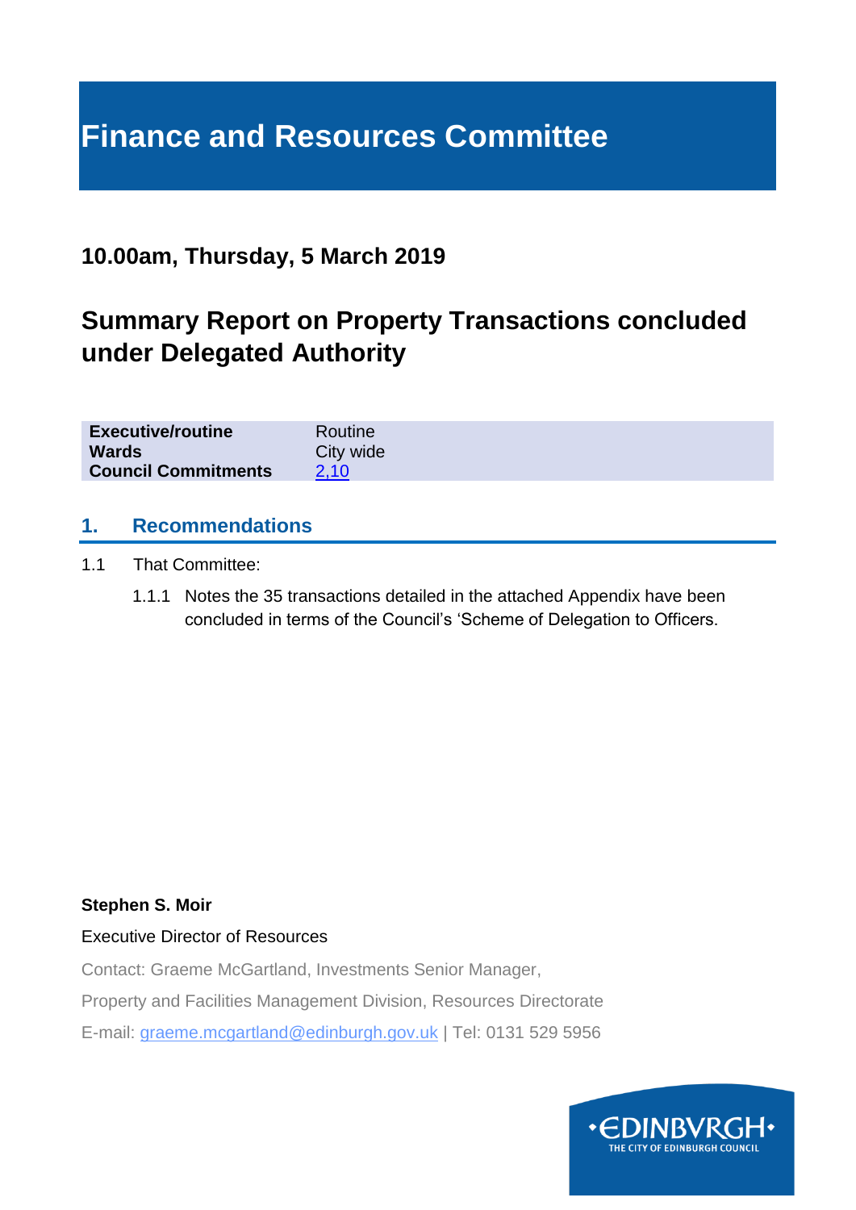# Finance and Resources Committee

## 10.00am, Thursday, 5 March 2019

## Summary Report on Property Transactions concluded under Delegated Authority

| | |
|---|---|
| **Executive/routine** | Routine |
| **Wards** | City wide |
| **Council Commitments** | 2,10 |

## 1. Recommendations

1.1 That Committee:

1.1.1 Notes the 35 transactions detailed in the attached Appendix have been concluded in terms of the Council's 'Scheme of Delegation to Officers.

**Stephen S. Moir**

Executive Director of Resources

Contact: Graeme McGartland, Investments Senior Manager,

Property and Facilities Management Division, Resources Directorate

E-mail: graeme.mcgartland@edinburgh.gov.uk | Tel: 0131 529 5956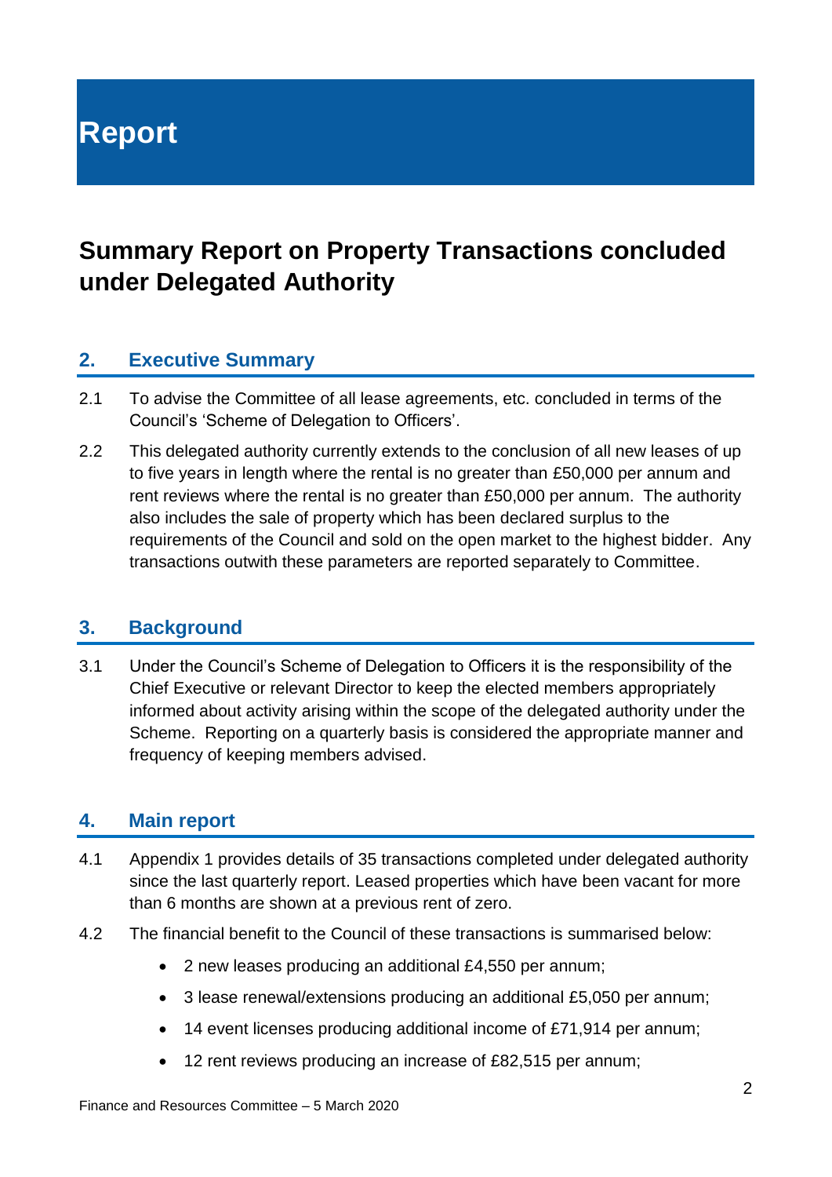# Report

## Summary Report on Property Transactions concluded under Delegated Authority

### 2. Executive Summary

2.1 To advise the Committee of all lease agreements, etc. concluded in terms of the Council's 'Scheme of Delegation to Officers'.

2.2 This delegated authority currently extends to the conclusion of all new leases of up to five years in length where the rental is no greater than £50,000 per annum and rent reviews where the rental is no greater than £50,000 per annum. The authority also includes the sale of property which has been declared surplus to the requirements of the Council and sold on the open market to the highest bidder. Any transactions outwith these parameters are reported separately to Committee.

### 3. Background

3.1 Under the Council's Scheme of Delegation to Officers it is the responsibility of the Chief Executive or relevant Director to keep the elected members appropriately informed about activity arising within the scope of the delegated authority under the Scheme. Reporting on a quarterly basis is considered the appropriate manner and frequency of keeping members advised.

### 4. Main report

4.1 Appendix 1 provides details of 35 transactions completed under delegated authority since the last quarterly report. Leased properties which have been vacant for more than 6 months are shown at a previous rent of zero.

4.2 The financial benefit to the Council of these transactions is summarised below:

- 2 new leases producing an additional £4,550 per annum;
- 3 lease renewal/extensions producing an additional £5,050 per annum;
- 14 event licenses producing additional income of £71,914 per annum;
- 12 rent reviews producing an increase of £82,515 per annum;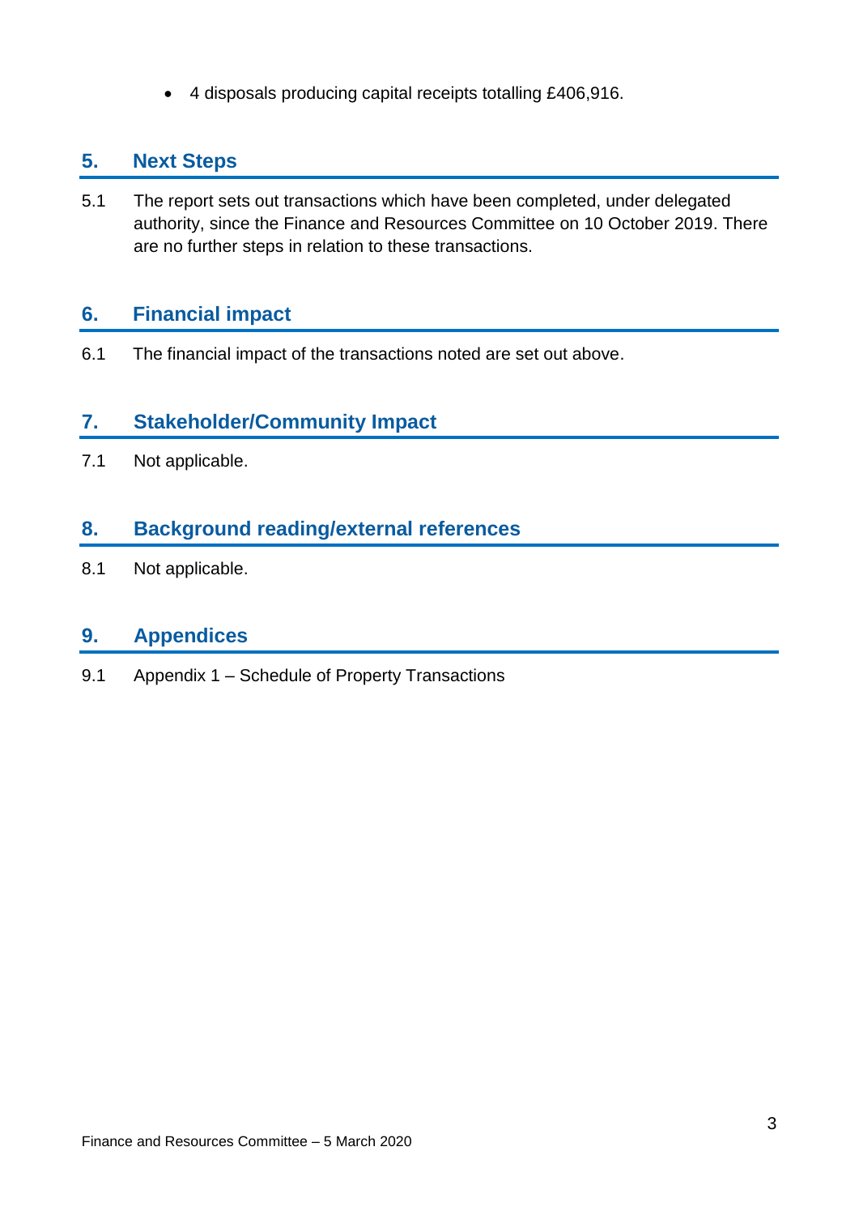- 4 disposals producing capital receipts totalling £406,916.

## 5. Next Steps

5.1 The report sets out transactions which have been completed, under delegated authority, since the Finance and Resources Committee on 10 October 2019. There are no further steps in relation to these transactions.

## 6. Financial impact

6.1 The financial impact of the transactions noted are set out above.

## 7. Stakeholder/Community Impact

7.1 Not applicable.

## 8. Background reading/external references

8.1 Not applicable.

## 9. Appendices

9.1 Appendix 1 – Schedule of Property Transactions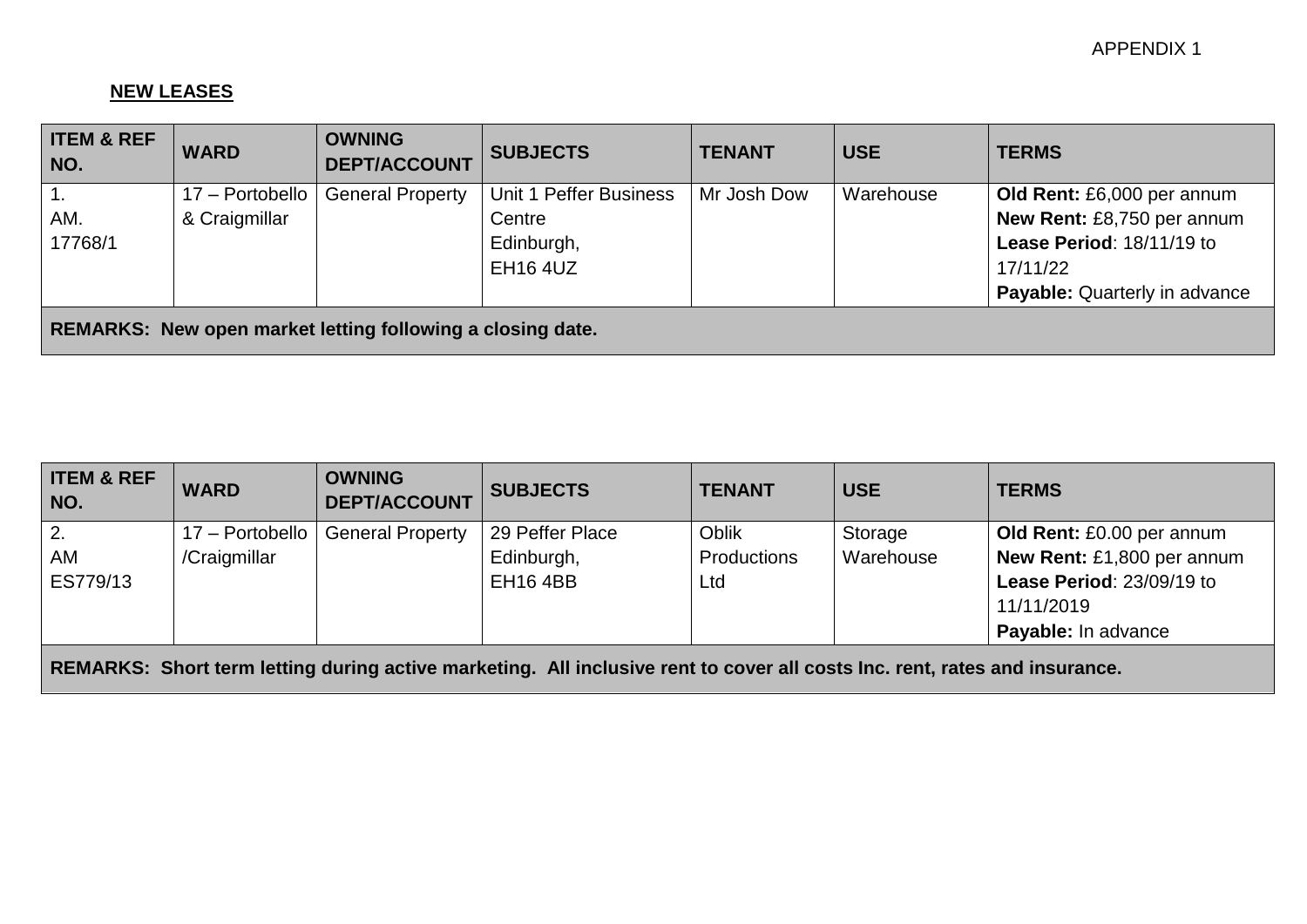APPENDIX 1

**NEW LEASES**

| ITEM & REF NO. | WARD | OWNING DEPT/ACCOUNT | SUBJECTS | TENANT | USE | TERMS |
|---|---|---|---|---|---|---|
| 1.<br>AM.<br>17768/1 | 17 – Portobello & Craigmillar | General Property | Unit 1 Peffer Business Centre<br>Edinburgh,<br>EH16 4UZ | Mr Josh Dow | Warehouse | **Old Rent:** £6,000 per annum<br>**New Rent:** £8,750 per annum<br>**Lease Period**: 18/11/19 to 17/11/22<br>**Payable:** Quarterly in advance |
| **REMARKS: New open market letting following a closing date.** | | | | | | |

| ITEM & REF NO. | WARD | OWNING DEPT/ACCOUNT | SUBJECTS | TENANT | USE | TERMS |
|---|---|---|---|---|---|---|
| 2.<br>AM<br>ES779/13 | 17 – Portobello /Craigmillar | General Property | 29 Peffer Place<br>Edinburgh,<br>EH16 4BB | Oblik Productions Ltd | Storage Warehouse | **Old Rent:** £0.00 per annum<br>**New Rent:** £1,800 per annum<br>**Lease Period**: 23/09/19 to 11/11/2019<br>**Payable:** In advance |
| **REMARKS: Short term letting during active marketing. All inclusive rent to cover all costs Inc. rent, rates and insurance.** | | | | | | |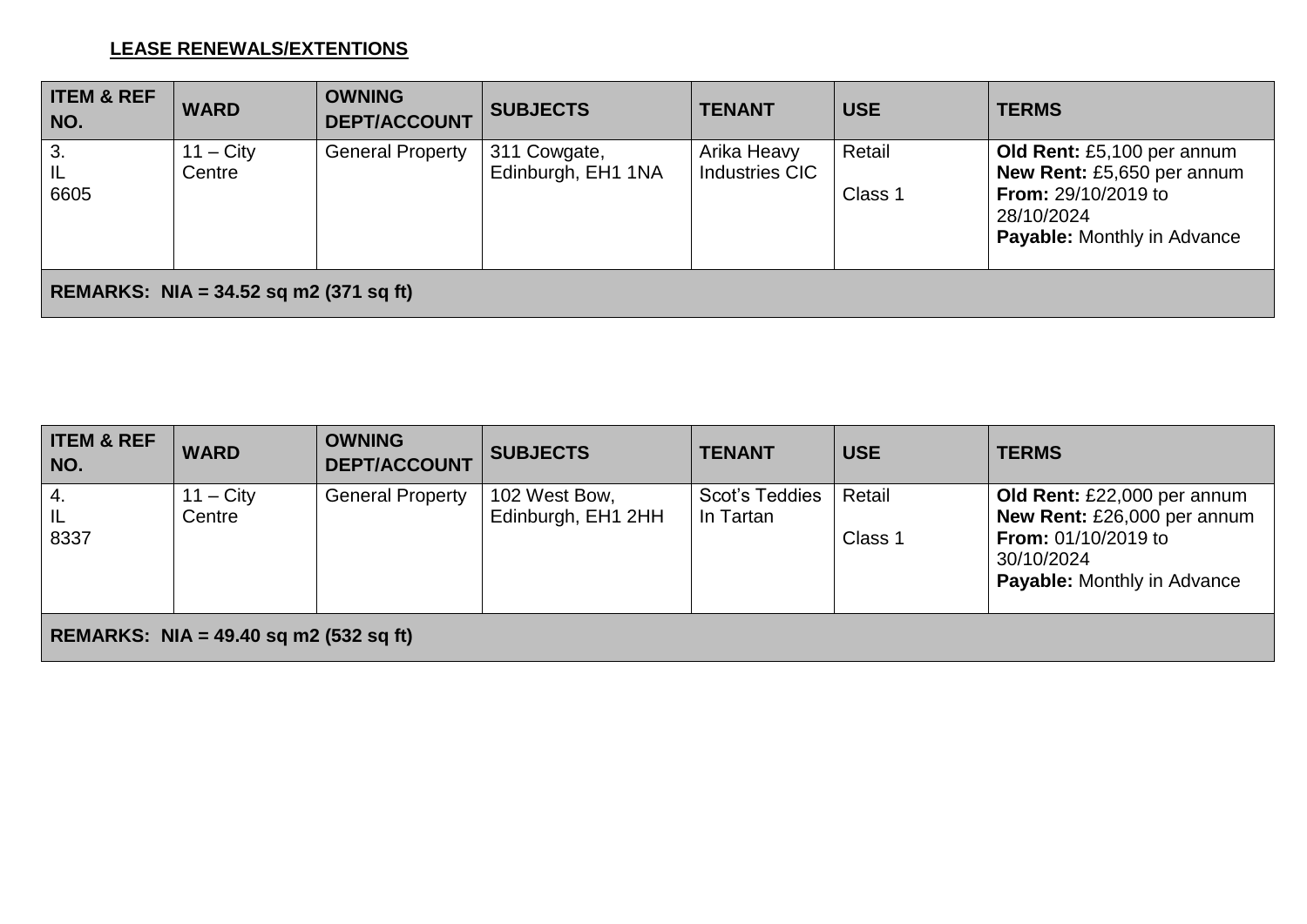**LEASE RENEWALS/EXTENTIONS**

| ITEM & REF NO. | WARD | OWNING DEPT/ACCOUNT | SUBJECTS | TENANT | USE | TERMS |
|---|---|---|---|---|---|---|
| 3. IL 6605 | 11 – City Centre | General Property | 311 Cowgate, Edinburgh, EH1 1NA | Arika Heavy Industries CIC | Retail Class 1 | **Old Rent:** £5,100 per annum **New Rent:** £5,650 per annum **From:** 29/10/2019 to 28/10/2024 **Payable:** Monthly in Advance |
| **REMARKS: NIA = 34.52 sq m2 (371 sq ft)** | | | | | | |

| ITEM & REF NO. | WARD | OWNING DEPT/ACCOUNT | SUBJECTS | TENANT | USE | TERMS |
|---|---|---|---|---|---|---|
| 4. IL 8337 | 11 – City Centre | General Property | 102 West Bow, Edinburgh, EH1 2HH | Scot's Teddies In Tartan | Retail Class 1 | **Old Rent:** £22,000 per annum **New Rent:** £26,000 per annum **From:** 01/10/2019 to 30/10/2024 **Payable:** Monthly in Advance |
| **REMARKS: NIA = 49.40 sq m2 (532 sq ft)** | | | | | | |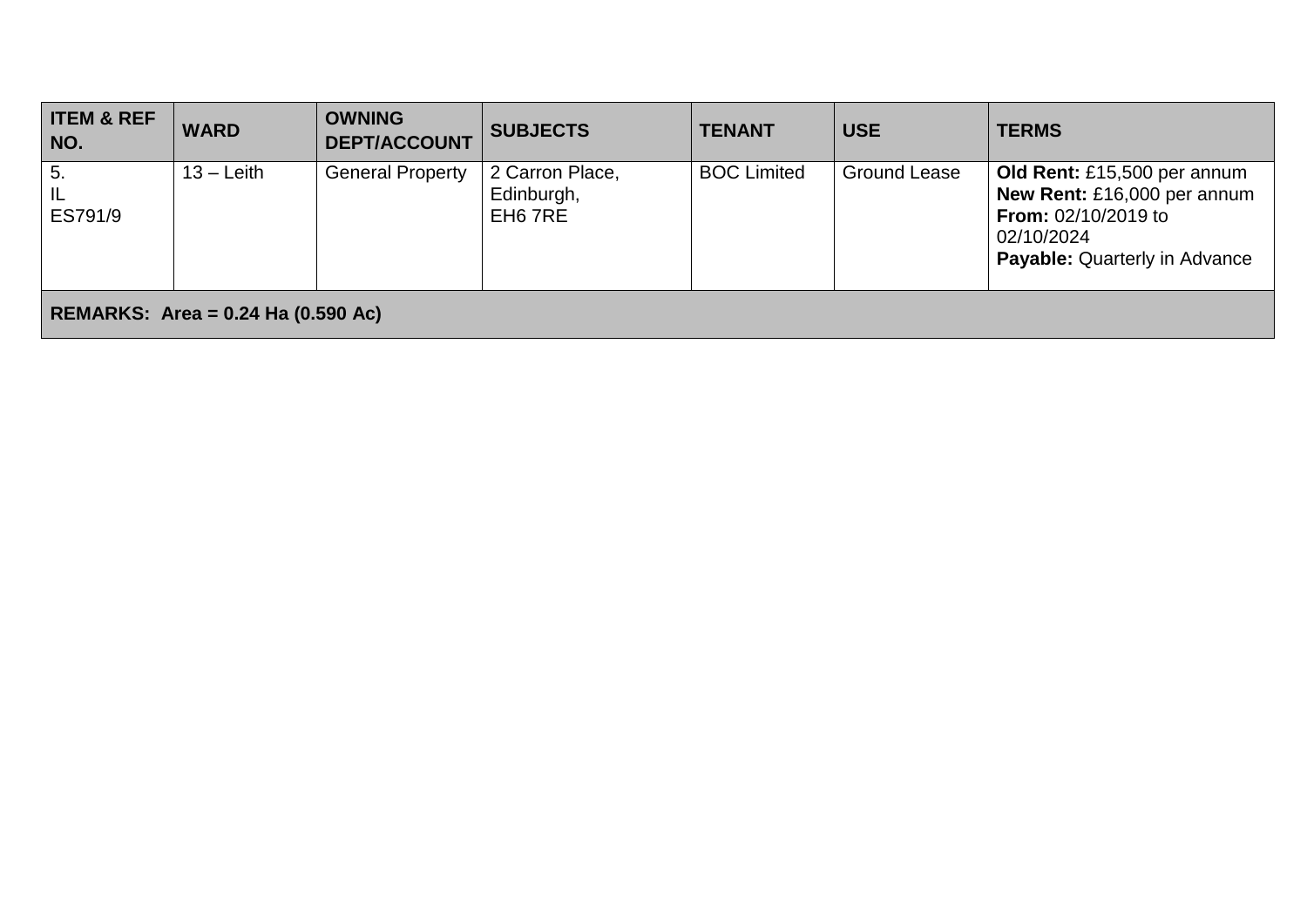| ITEM & REF NO. | WARD | OWNING DEPT/ACCOUNT | SUBJECTS | TENANT | USE | TERMS |
|---|---|---|---|---|---|---|
| 5.<br>IL<br>ES791/9 | 13 – Leith | General Property | 2 Carron Place,<br>Edinburgh,<br>EH6 7RE | BOC Limited | Ground Lease | **Old Rent:** £15,500 per annum<br>**New Rent:** £16,000 per annum<br>**From:** 02/10/2019 to 02/10/2024<br>**Payable:** Quarterly in Advance |
| **REMARKS: Area = 0.24 Ha (0.590 Ac)** | | | | | | |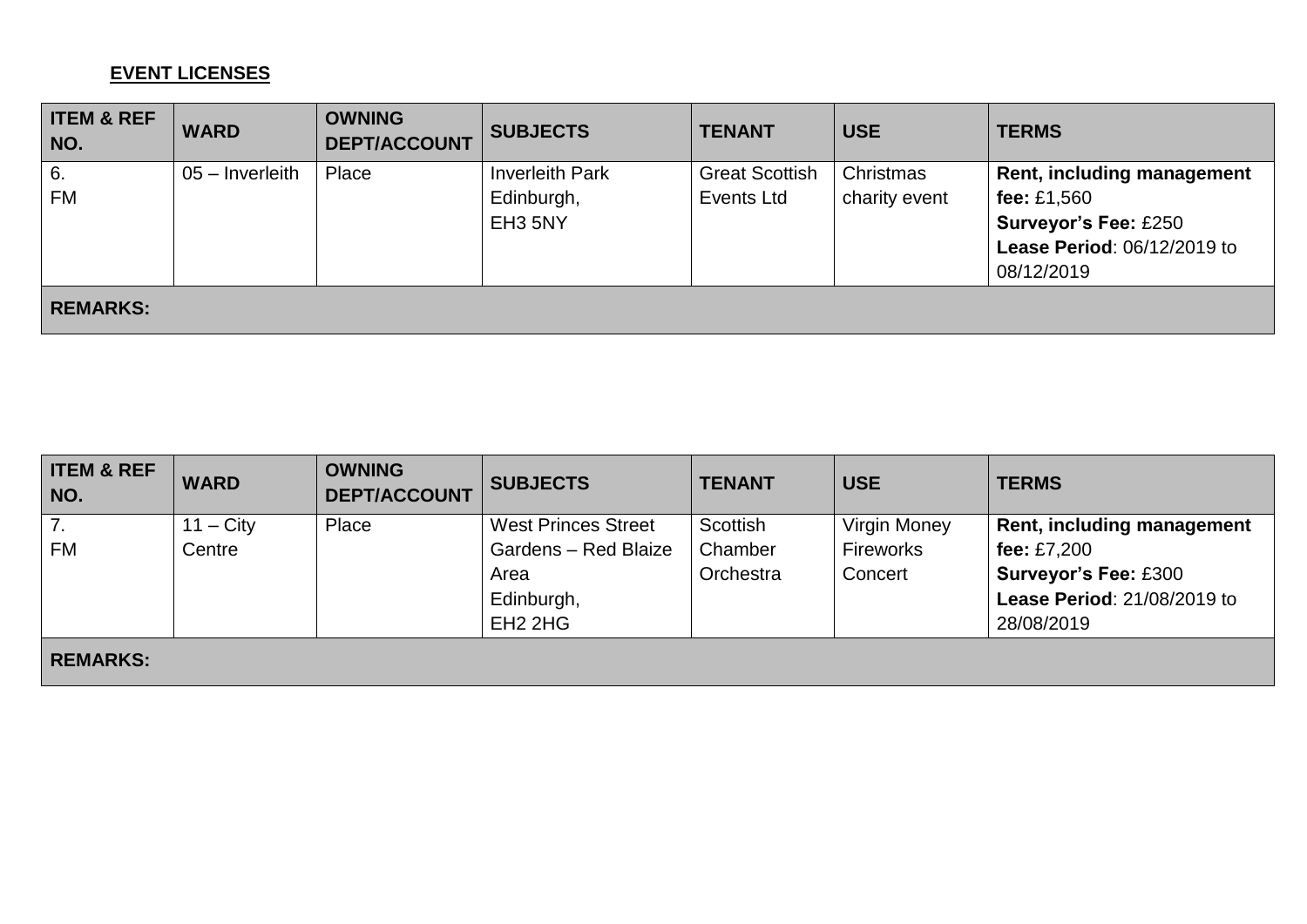**EVENT LICENSES**

| ITEM & REF NO. | WARD | OWNING DEPT/ACCOUNT | SUBJECTS | TENANT | USE | TERMS |
|---|---|---|---|---|---|---|
| 6.<br>FM | 05 – Inverleith | Place | Inverleith Park<br>Edinburgh,<br>EH3 5NY | Great Scottish Events Ltd | Christmas charity event | **Rent, including management fee:** £1,560<br>**Surveyor's Fee:** £250<br>**Lease Period**: 06/12/2019 to 08/12/2019 |
| **REMARKS:** | | | | | | |

| ITEM & REF NO. | WARD | OWNING DEPT/ACCOUNT | SUBJECTS | TENANT | USE | TERMS |
|---|---|---|---|---|---|---|
| 7.<br>FM | 11 – City Centre | Place | West Princes Street Gardens – Red Blaize Area<br>Edinburgh,<br>EH2 2HG | Scottish Chamber Orchestra | Virgin Money Fireworks Concert | **Rent, including management fee:** £7,200<br>**Surveyor's Fee:** £300<br>**Lease Period**: 21/08/2019 to 28/08/2019 |
| **REMARKS:** | | | | | | |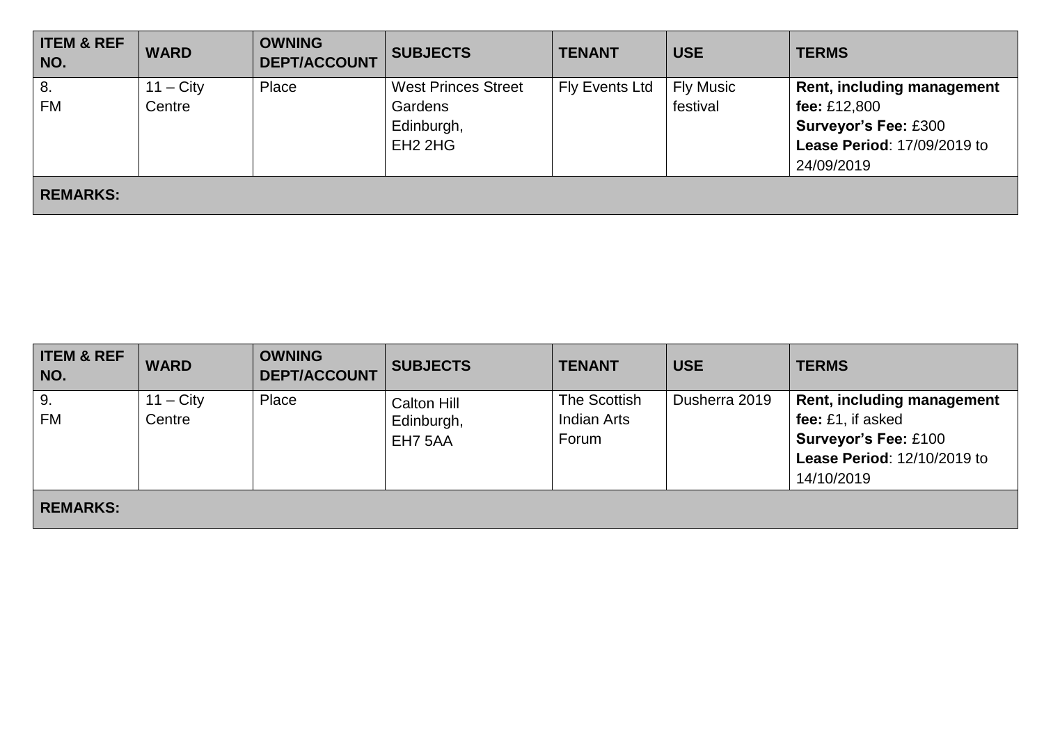| ITEM & REF NO. | WARD | OWNING DEPT/ACCOUNT | SUBJECTS | TENANT | USE | TERMS |
|---|---|---|---|---|---|---|
| 8.<br>FM | 11 – City Centre | Place | West Princes Street Gardens<br>Edinburgh,<br>EH2 2HG | Fly Events Ltd | Fly Music festival | **Rent, including management fee:** £12,800<br>**Surveyor's Fee:** £300<br>**Lease Period**: 17/09/2019 to 24/09/2019 |
| **REMARKS:** | | | | | | |

| ITEM & REF NO. | WARD | OWNING DEPT/ACCOUNT | SUBJECTS | TENANT | USE | TERMS |
|---|---|---|---|---|---|---|
| 9.<br>FM | 11 – City Centre | Place | Calton Hill<br>Edinburgh,<br>EH7 5AA | The Scottish Indian Arts Forum | Dusherra 2019 | **Rent, including management fee:** £1, if asked<br>**Surveyor's Fee:** £100<br>**Lease Period**: 12/10/2019 to 14/10/2019 |
| **REMARKS:** | | | | | | |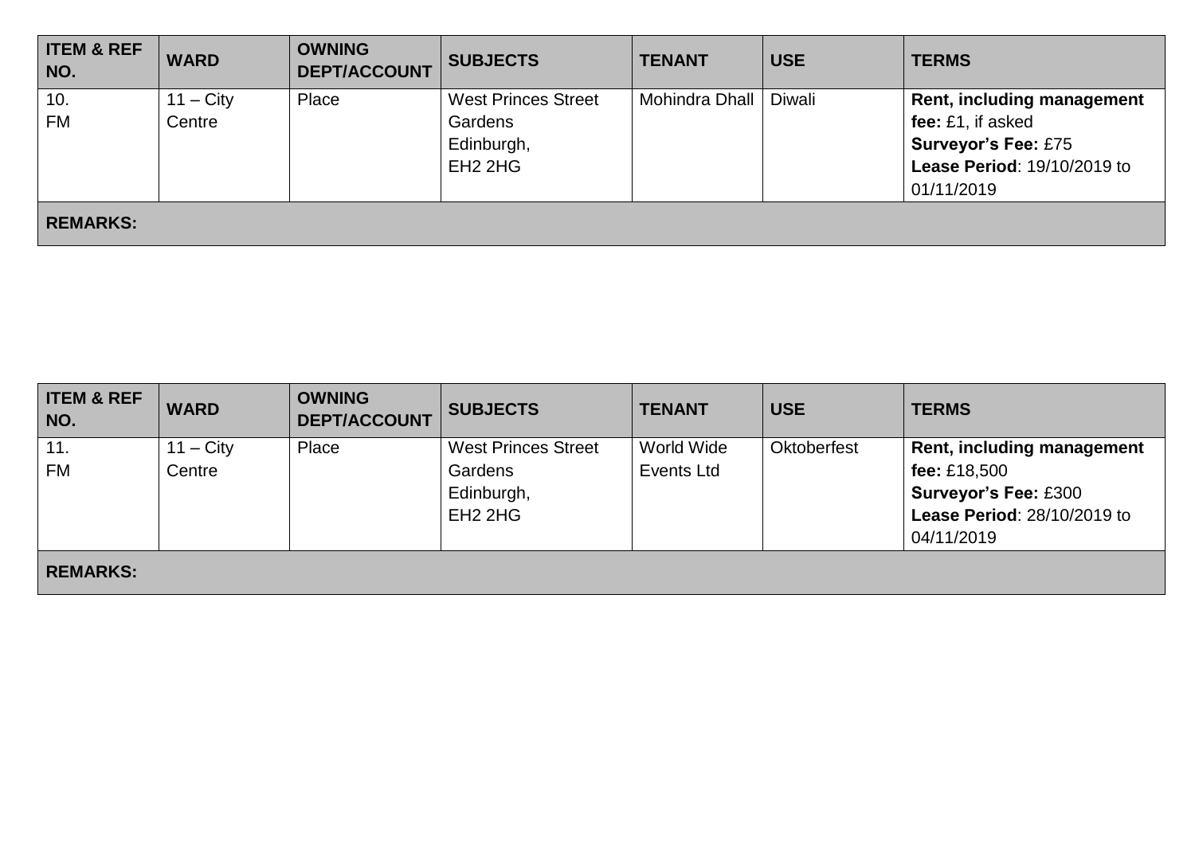| ITEM & REF NO. | WARD | OWNING DEPT/ACCOUNT | SUBJECTS | TENANT | USE | TERMS |
|---|---|---|---|---|---|---|
| 10.<br>FM | 11 – City Centre | Place | West Princes Street Gardens<br>Edinburgh,<br>EH2 2HG | Mohindra Dhall | Diwali | **Rent, including management fee:** £1, if asked<br>**Surveyor's Fee:** £75<br>**Lease Period**: 19/10/2019 to 01/11/2019 |
| **REMARKS:** | | | | | | |

| ITEM & REF NO. | WARD | OWNING DEPT/ACCOUNT | SUBJECTS | TENANT | USE | TERMS |
|---|---|---|---|---|---|---|
| 11.<br>FM | 11 – City Centre | Place | West Princes Street Gardens<br>Edinburgh,<br>EH2 2HG | World Wide Events Ltd | Oktoberfest | **Rent, including management fee:** £18,500<br>**Surveyor's Fee:** £300<br>**Lease Period**: 28/10/2019 to 04/11/2019 |
| **REMARKS:** | | | | | | |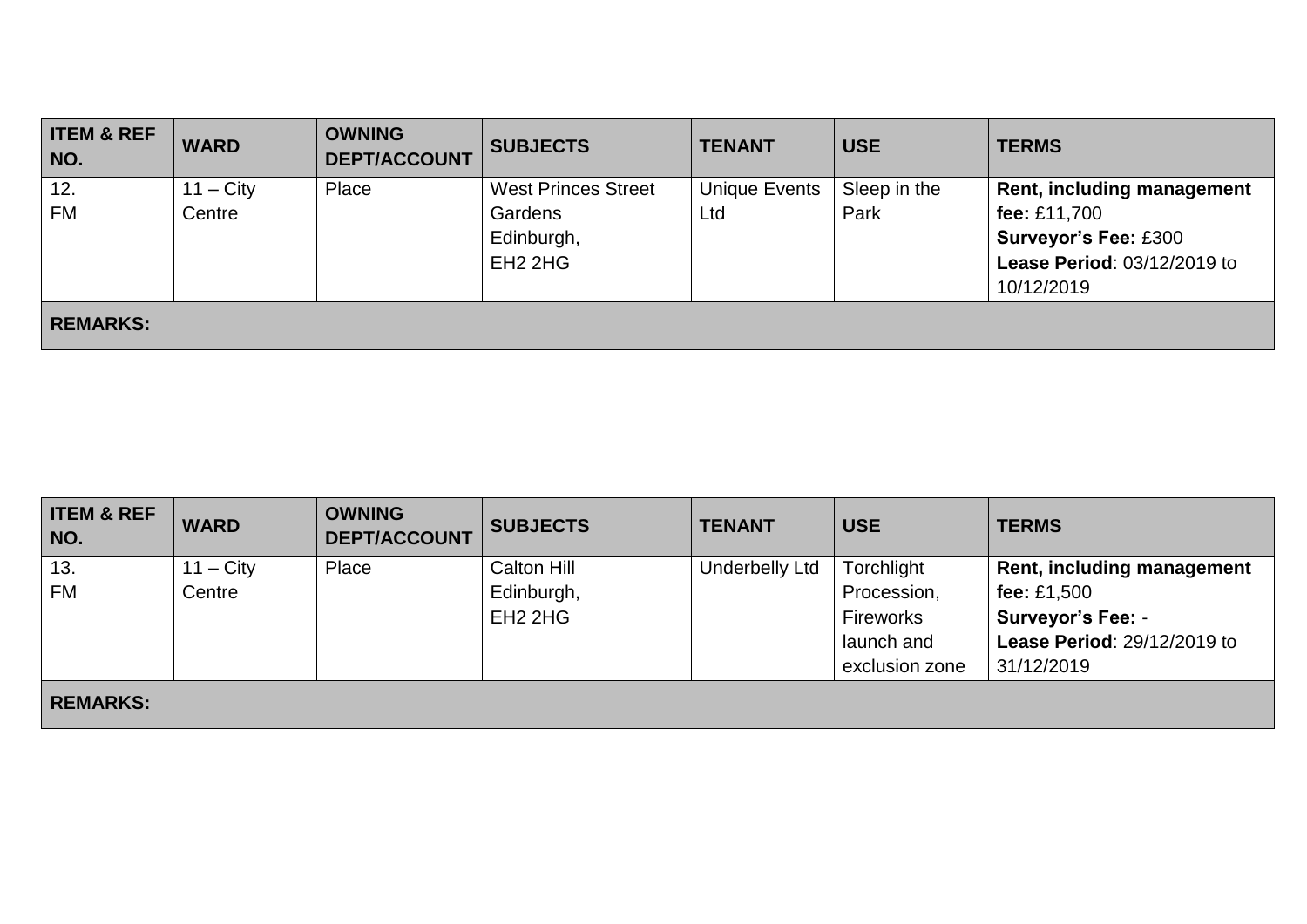| ITEM & REF NO. | WARD | OWNING DEPT/ACCOUNT | SUBJECTS | TENANT | USE | TERMS |
|---|---|---|---|---|---|---|
| 12.<br>FM | 11 – City Centre | Place | West Princes Street Gardens<br>Edinburgh,<br>EH2 2HG | Unique Events Ltd | Sleep in the Park | **Rent, including management fee:** £11,700<br>**Surveyor's Fee:** £300<br>**Lease Period**: 03/12/2019 to 10/12/2019 |
| **REMARKS:** | | | | | | |

| ITEM & REF NO. | WARD | OWNING DEPT/ACCOUNT | SUBJECTS | TENANT | USE | TERMS |
|---|---|---|---|---|---|---|
| 13.<br>FM | 11 – City Centre | Place | Calton Hill<br>Edinburgh,<br>EH2 2HG | Underbelly Ltd | Torchlight Procession, Fireworks launch and exclusion zone | **Rent, including management fee:** £1,500<br>**Surveyor's Fee:** -<br>**Lease Period**: 29/12/2019 to 31/12/2019 |
| **REMARKS:** | | | | | | |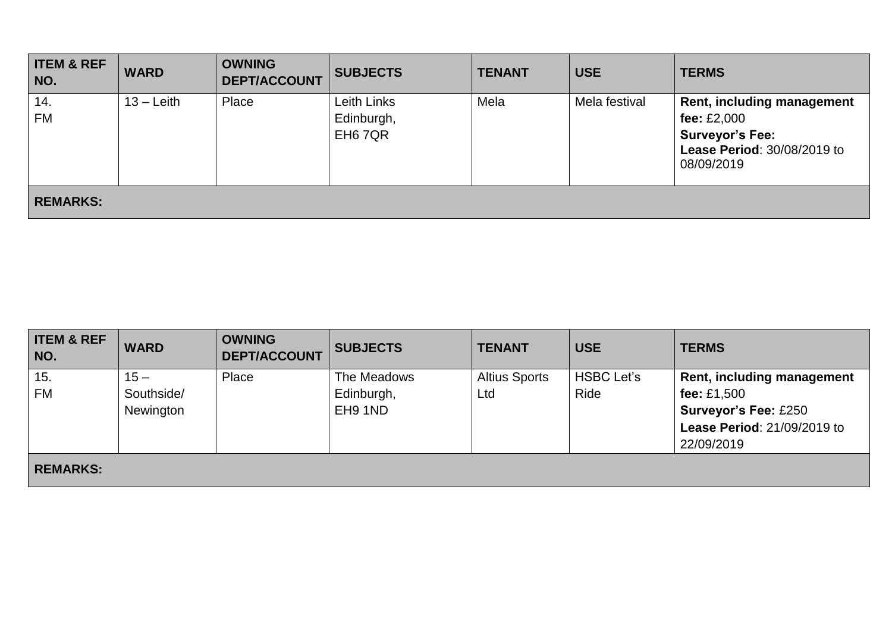| ITEM & REF NO. | WARD | OWNING DEPT/ACCOUNT | SUBJECTS | TENANT | USE | TERMS |
|---|---|---|---|---|---|---|
| 14. FM | 13 – Leith | Place | Leith Links Edinburgh, EH6 7QR | Mela | Mela festival | **Rent, including management fee:** £2,000 **Surveyor's Fee:** **Lease Period**: 30/08/2019 to 08/09/2019 |
| **REMARKS:** | | | | | | |

| ITEM & REF NO. | WARD | OWNING DEPT/ACCOUNT | SUBJECTS | TENANT | USE | TERMS |
|---|---|---|---|---|---|---|
| 15. FM | 15 – Southside/ Newington | Place | The Meadows Edinburgh, EH9 1ND | Altius Sports Ltd | HSBC Let's Ride | **Rent, including management fee:** £1,500 **Surveyor's Fee:** £250 **Lease Period**: 21/09/2019 to 22/09/2019 |
| **REMARKS:** | | | | | | |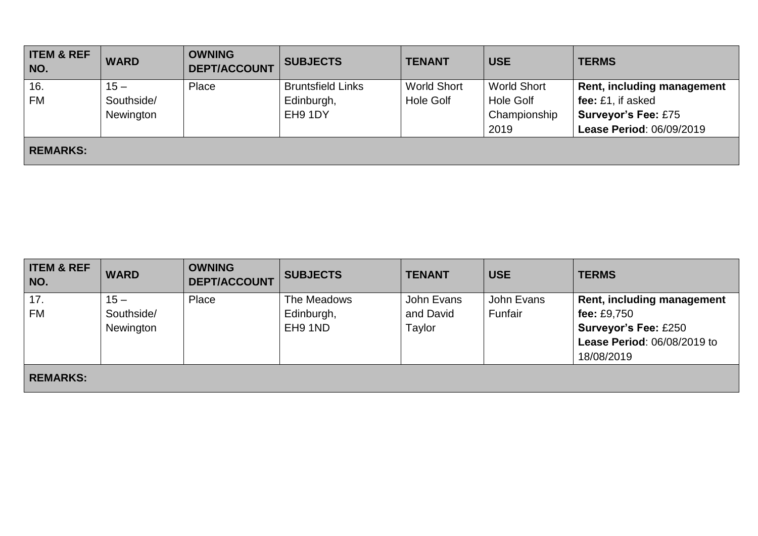| ITEM & REF NO. | WARD | OWNING DEPT/ACCOUNT | SUBJECTS | TENANT | USE | TERMS |
|---|---|---|---|---|---|---|
| 16. FM | 15 – Southside/ Newington | Place | Bruntsfield Links Edinburgh, EH9 1DY | World Short Hole Golf | World Short Hole Golf Championship 2019 | **Rent, including management fee:** £1, if asked **Surveyor's Fee:** £75 **Lease Period**: 06/09/2019 |
| **REMARKS:** | | | | | | |

| ITEM & REF NO. | WARD | OWNING DEPT/ACCOUNT | SUBJECTS | TENANT | USE | TERMS |
|---|---|---|---|---|---|---|
| 17. FM | 15 – Southside/ Newington | Place | The Meadows Edinburgh, EH9 1ND | John Evans and David Taylor | John Evans Funfair | **Rent, including management fee:** £9,750 **Surveyor's Fee:** £250 **Lease Period**: 06/08/2019 to 18/08/2019 |
| **REMARKS:** | | | | | | |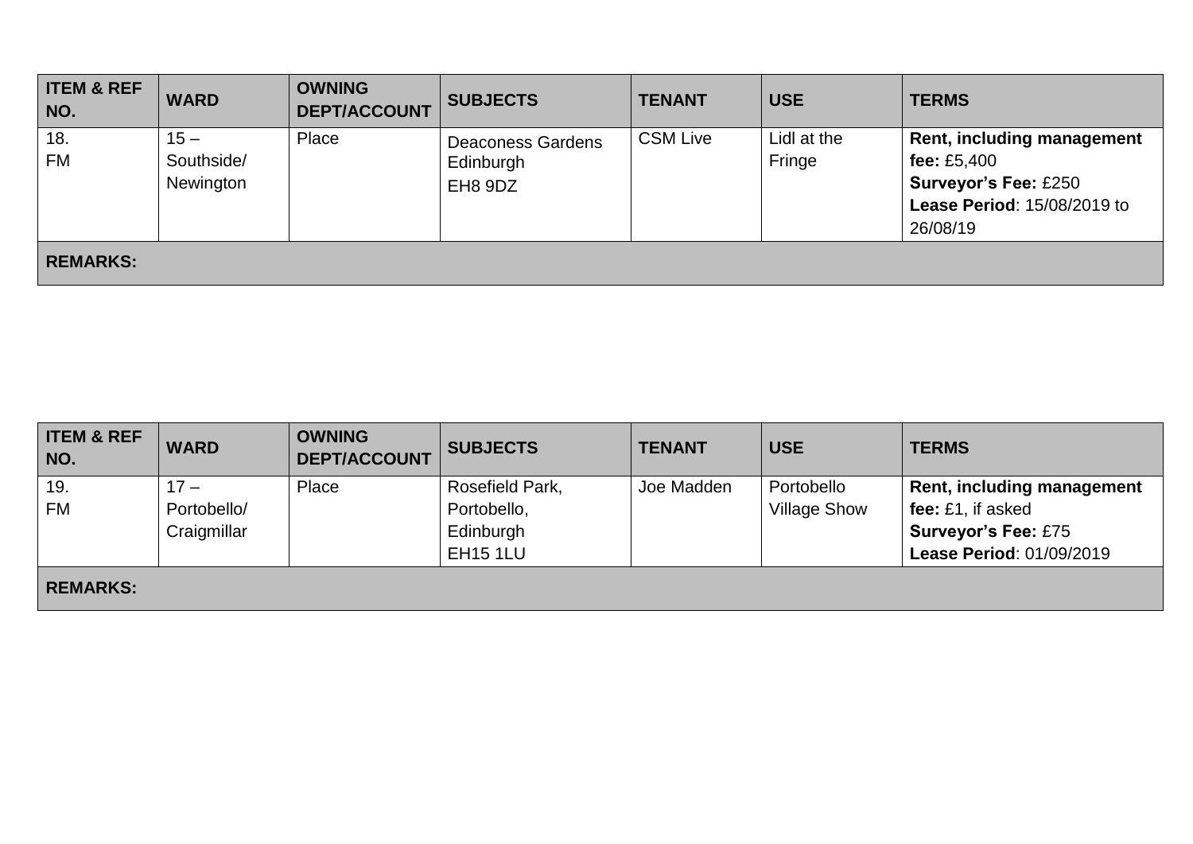| ITEM & REF NO. | WARD | OWNING DEPT/ACCOUNT | SUBJECTS | TENANT | USE | TERMS |
|---|---|---|---|---|---|---|
| 18. FM | 15 – Southside/ Newington | Place | Deaconess Gardens Edinburgh EH8 9DZ | CSM Live | Lidl at the Fringe | **Rent, including management fee:** £5,400 **Surveyor's Fee:** £250 **Lease Period**: 15/08/2019 to 26/08/19 |
| **REMARKS:** | | | | | | |

| ITEM & REF NO. | WARD | OWNING DEPT/ACCOUNT | SUBJECTS | TENANT | USE | TERMS |
|---|---|---|---|---|---|---|
| 19. FM | 17 – Portobello/ Craigmillar | Place | Rosefield Park, Portobello, Edinburgh EH15 1LU | Joe Madden | Portobello Village Show | **Rent, including management fee:** £1, if asked **Surveyor's Fee:** £75 **Lease Period**: 01/09/2019 |
| **REMARKS:** | | | | | | |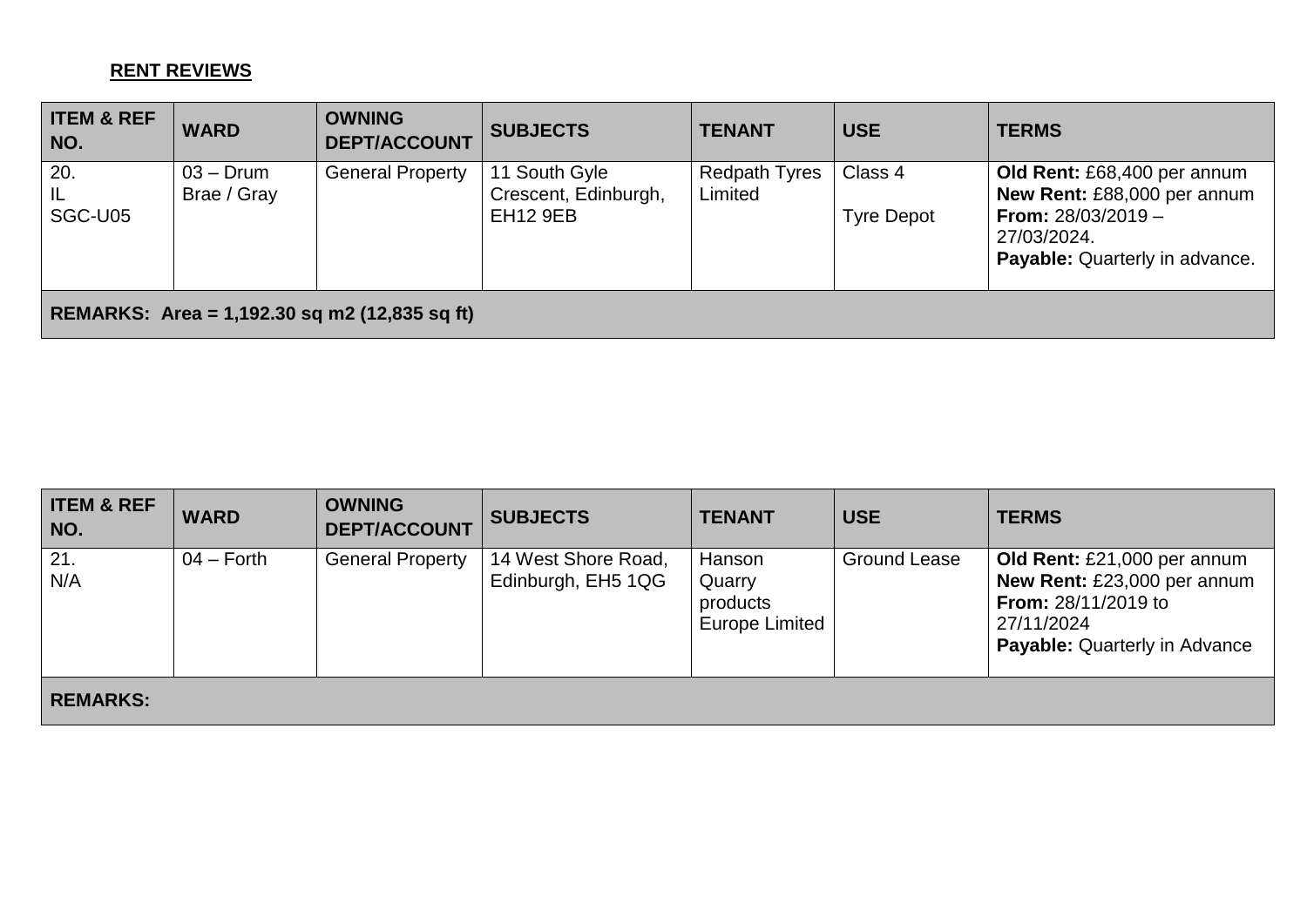**RENT REVIEWS**

| ITEM & REF NO. | WARD | OWNING DEPT/ACCOUNT | SUBJECTS | TENANT | USE | TERMS |
|---|---|---|---|---|---|---|
| 20. IL SGC-U05 | 03 – Drum Brae / Gray | General Property | 11 South Gyle Crescent, Edinburgh, EH12 9EB | Redpath Tyres Limited | Class 4 Tyre Depot | **Old Rent:** £68,400 per annum **New Rent:** £88,000 per annum **From:** 28/03/2019 – 27/03/2024. **Payable:** Quarterly in advance. |
| **REMARKS: Area = 1,192.30 sq m2 (12,835 sq ft)** | | | | | | |

| ITEM & REF NO. | WARD | OWNING DEPT/ACCOUNT | SUBJECTS | TENANT | USE | TERMS |
|---|---|---|---|---|---|---|
| 21. N/A | 04 – Forth | General Property | 14 West Shore Road, Edinburgh, EH5 1QG | Hanson Quarry products Europe Limited | Ground Lease | **Old Rent:** £21,000 per annum **New Rent:** £23,000 per annum **From:** 28/11/2019 to 27/11/2024 **Payable:** Quarterly in Advance |
| **REMARKS:** | | | | | | |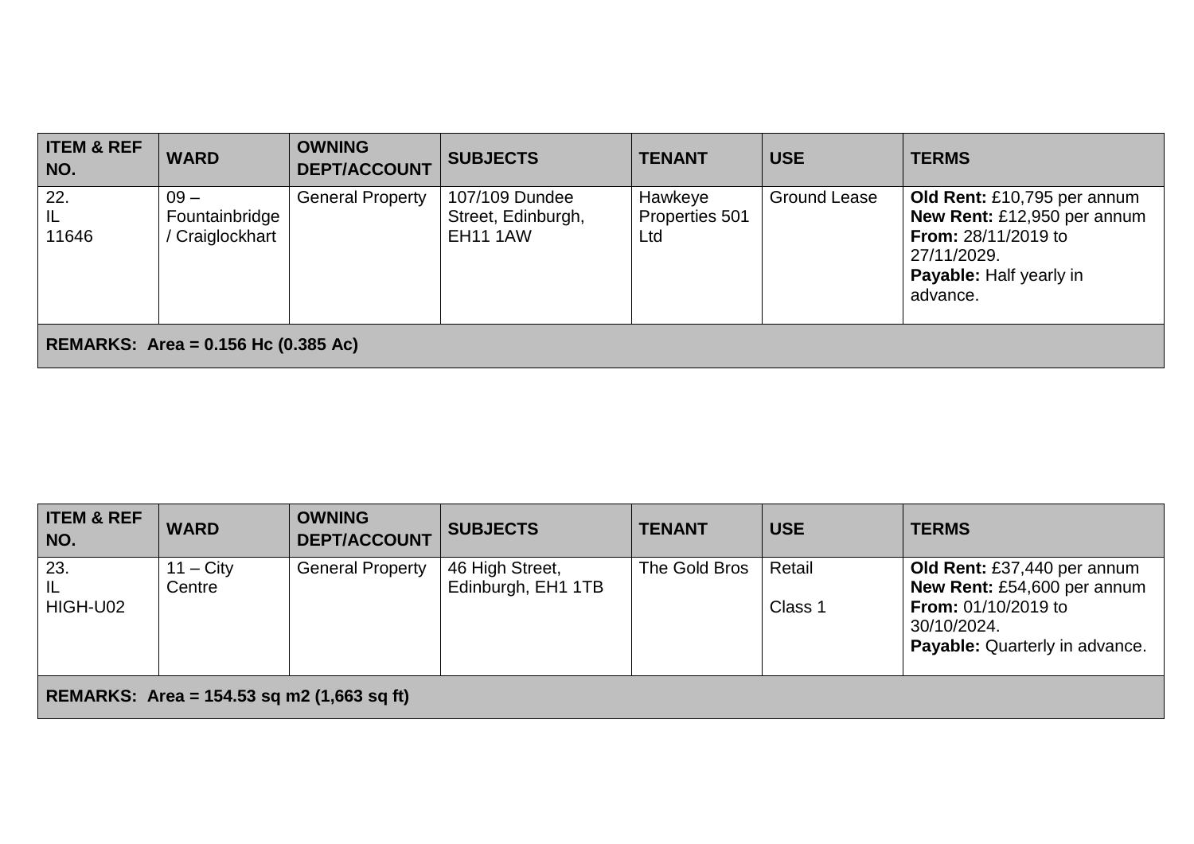| ITEM & REF NO. | WARD | OWNING DEPT/ACCOUNT | SUBJECTS | TENANT | USE | TERMS |
|---|---|---|---|---|---|---|
| 22.<br>IL<br>11646 | 09 – Fountainbridge / Craiglockhart | General Property | 107/109 Dundee Street, Edinburgh, EH11 1AW | Hawkeye Properties 501 Ltd | Ground Lease | **Old Rent:** £10,795 per annum<br>**New Rent:** £12,950 per annum<br>**From:** 28/11/2019 to 27/11/2029.<br>**Payable:** Half yearly in advance. |
| **REMARKS: Area = 0.156 Hc (0.385 Ac)** | | | | | | |

| ITEM & REF NO. | WARD | OWNING DEPT/ACCOUNT | SUBJECTS | TENANT | USE | TERMS |
|---|---|---|---|---|---|---|
| 23.<br>IL<br>HIGH-U02 | 11 – City Centre | General Property | 46 High Street, Edinburgh, EH1 1TB | The Gold Bros | Retail<br><br>Class 1 | **Old Rent:** £37,440 per annum<br>**New Rent:** £54,600 per annum<br>**From:** 01/10/2019 to 30/10/2024.<br>**Payable:** Quarterly in advance. |
| **REMARKS: Area = 154.53 sq m2 (1,663 sq ft)** | | | | | | |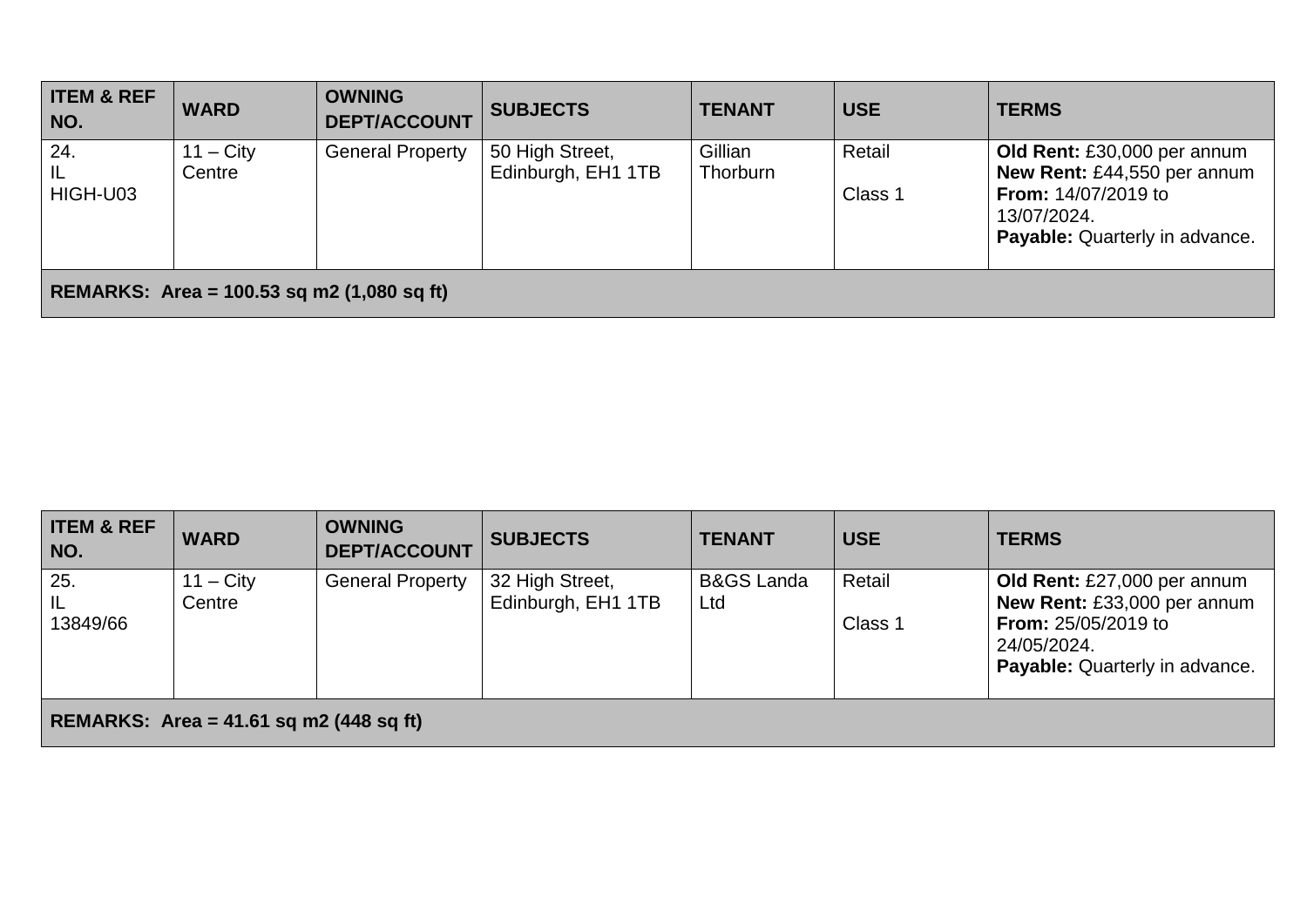| ITEM & REF NO. | WARD | OWNING DEPT/ACCOUNT | SUBJECTS | TENANT | USE | TERMS |
|---|---|---|---|---|---|---|
| 24.<br>IL<br>HIGH-U03 | 11 – City Centre | General Property | 50 High Street, Edinburgh, EH1 1TB | Gillian Thorburn | Retail<br><br>Class 1 | **Old Rent:** £30,000 per annum<br>**New Rent:** £44,550 per annum<br>**From:** 14/07/2019 to 13/07/2024.<br>**Payable:** Quarterly in advance. |
| **REMARKS: Area = 100.53 sq m2 (1,080 sq ft)** | | | | | | |

| ITEM & REF NO. | WARD | OWNING DEPT/ACCOUNT | SUBJECTS | TENANT | USE | TERMS |
|---|---|---|---|---|---|---|
| 25.<br>IL<br>13849/66 | 11 – City Centre | General Property | 32 High Street, Edinburgh, EH1 1TB | B&GS Landa Ltd | Retail<br><br>Class 1 | **Old Rent:** £27,000 per annum<br>**New Rent:** £33,000 per annum<br>**From:** 25/05/2019 to 24/05/2024.<br>**Payable:** Quarterly in advance. |
| **REMARKS: Area = 41.61 sq m2 (448 sq ft)** | | | | | | |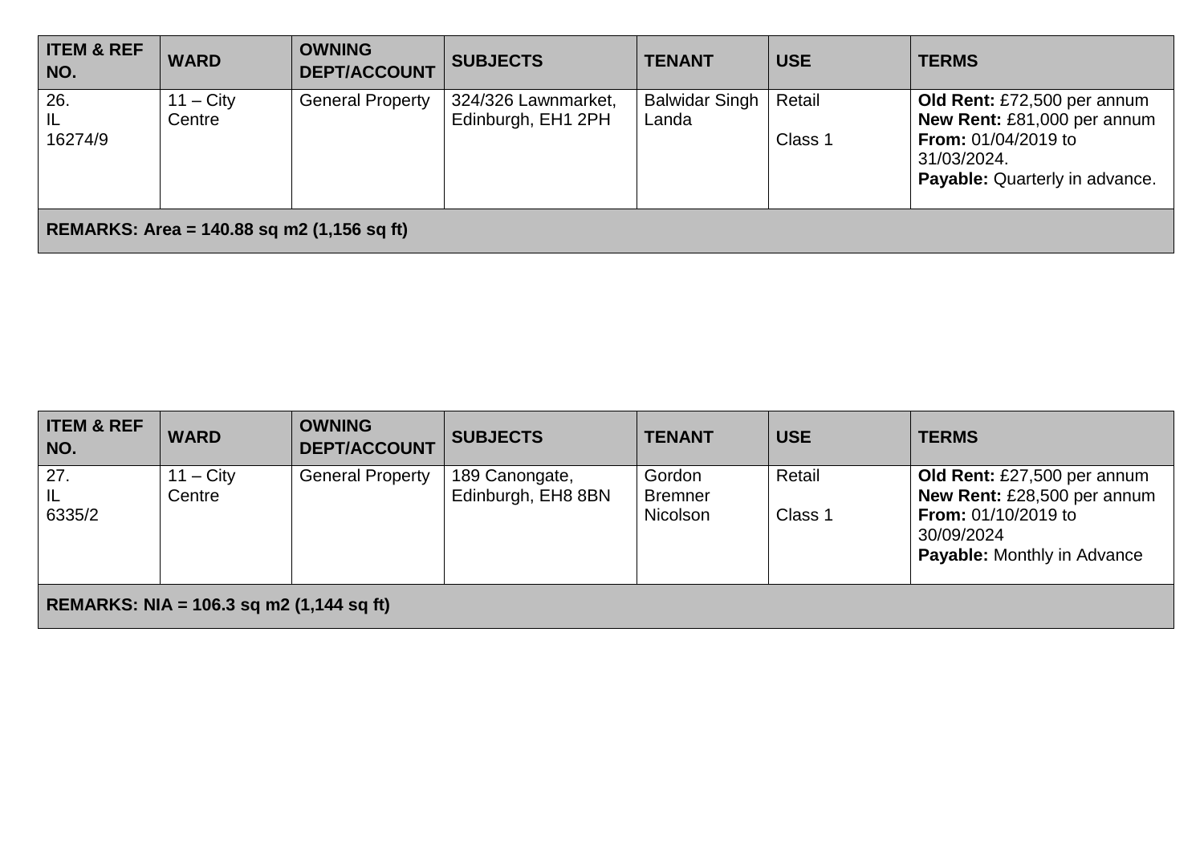| ITEM & REF NO. | WARD | OWNING DEPT/ACCOUNT | SUBJECTS | TENANT | USE | TERMS |
|---|---|---|---|---|---|---|
| 26.<br>IL<br>16274/9 | 11 – City Centre | General Property | 324/326 Lawnmarket, Edinburgh, EH1 2PH | Balwidar Singh Landa | Retail<br><br>Class 1 | **Old Rent:** £72,500 per annum<br>**New Rent:** £81,000 per annum<br>**From:** 01/04/2019 to 31/03/2024.<br>**Payable:** Quarterly in advance. |
| **REMARKS: Area = 140.88 sq m2 (1,156 sq ft)** | | | | | | |

| ITEM & REF NO. | WARD | OWNING DEPT/ACCOUNT | SUBJECTS | TENANT | USE | TERMS |
|---|---|---|---|---|---|---|
| 27.<br>IL<br>6335/2 | 11 – City Centre | General Property | 189 Canongate, Edinburgh, EH8 8BN | Gordon Bremner Nicolson | Retail<br><br>Class 1 | **Old Rent:** £27,500 per annum<br>**New Rent:** £28,500 per annum<br>**From:** 01/10/2019 to 30/09/2024<br>**Payable:** Monthly in Advance |
| **REMARKS: NIA = 106.3 sq m2 (1,144 sq ft)** | | | | | | |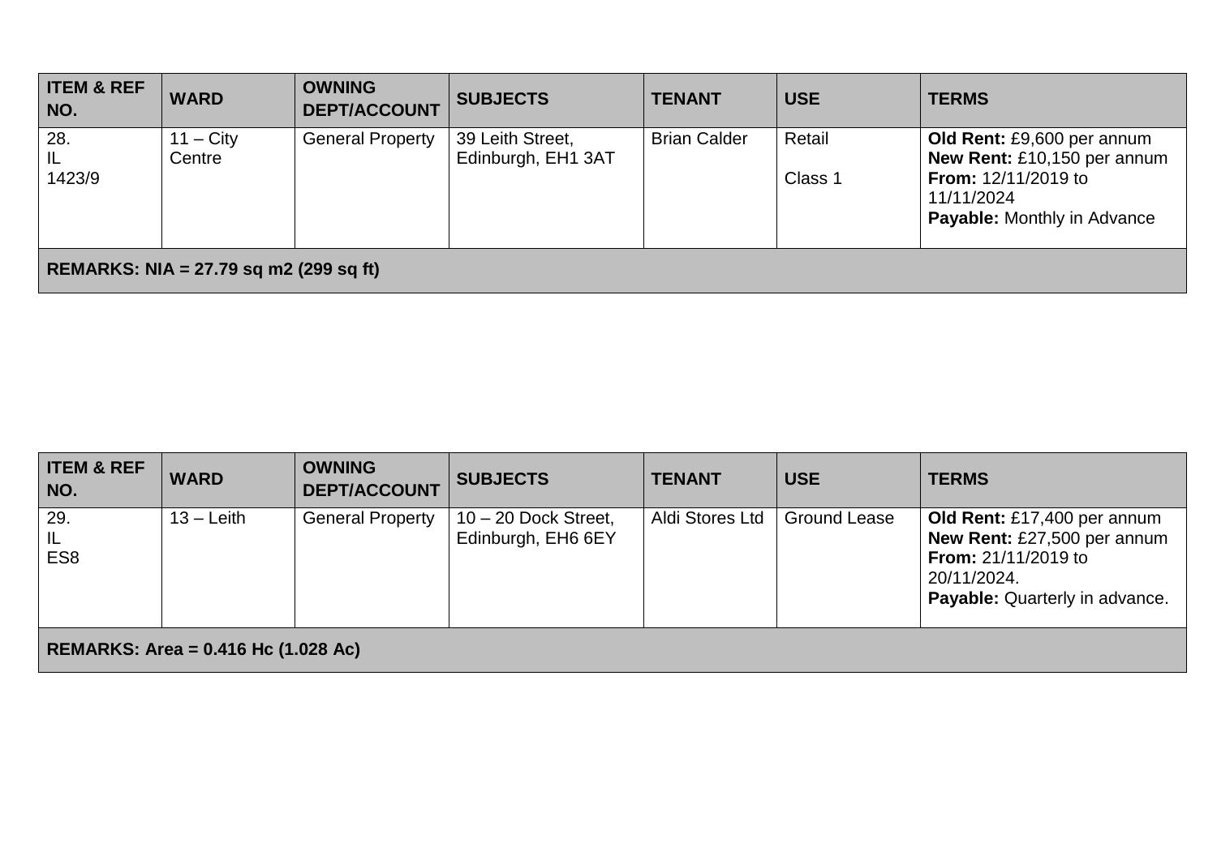| ITEM & REF NO. | WARD | OWNING DEPT/ACCOUNT | SUBJECTS | TENANT | USE | TERMS |
|---|---|---|---|---|---|---|
| 28.<br>IL<br>1423/9 | 11 – City Centre | General Property | 39 Leith Street, Edinburgh, EH1 3AT | Brian Calder | Retail<br><br>Class 1 | **Old Rent:** £9,600 per annum<br>**New Rent:** £10,150 per annum<br>**From:** 12/11/2019 to 11/11/2024<br>**Payable:** Monthly in Advance |
| **REMARKS: NIA = 27.79 sq m2 (299 sq ft)** | | | | | | |

| ITEM & REF NO. | WARD | OWNING DEPT/ACCOUNT | SUBJECTS | TENANT | USE | TERMS |
|---|---|---|---|---|---|---|
| 29.<br>IL<br>ES8 | 13 – Leith | General Property | 10 – 20 Dock Street, Edinburgh, EH6 6EY | Aldi Stores Ltd | Ground Lease | **Old Rent:** £17,400 per annum<br>**New Rent:** £27,500 per annum<br>**From:** 21/11/2019 to 20/11/2024.<br>**Payable:** Quarterly in advance. |
| **REMARKS: Area = 0.416 Hc (1.028 Ac)** | | | | | | |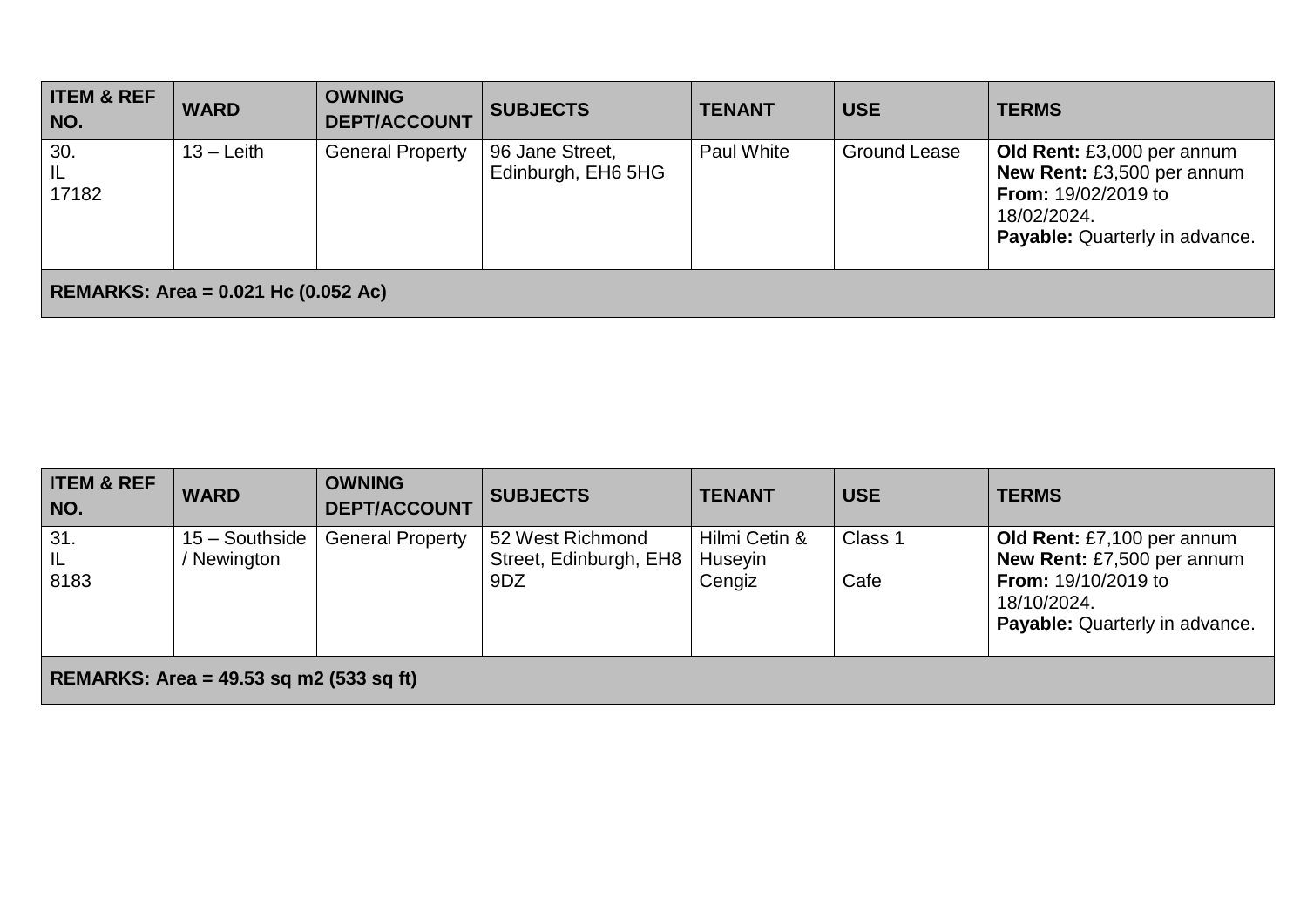| ITEM & REF NO. | WARD | OWNING DEPT/ACCOUNT | SUBJECTS | TENANT | USE | TERMS |
|---|---|---|---|---|---|---|
| 30. IL 17182 | 13 – Leith | General Property | 96 Jane Street, Edinburgh, EH6 5HG | Paul White | Ground Lease | **Old Rent:** £3,000 per annum **New Rent:** £3,500 per annum **From:** 19/02/2019 to 18/02/2024. **Payable:** Quarterly in advance. |
| **REMARKS: Area = 0.021 Hc (0.052 Ac)** | | | | | | |

| ITEM & REF NO. | WARD | OWNING DEPT/ACCOUNT | SUBJECTS | TENANT | USE | TERMS |
|---|---|---|---|---|---|---|
| 31. IL 8183 | 15 – Southside / Newington | General Property | 52 West Richmond Street, Edinburgh, EH8 9DZ | Hilmi Cetin & Huseyin Cengiz | Class 1 Cafe | **Old Rent:** £7,100 per annum **New Rent:** £7,500 per annum **From:** 19/10/2019 to 18/10/2024. **Payable:** Quarterly in advance. |
| **REMARKS: Area = 49.53 sq m2 (533 sq ft)** | | | | | | |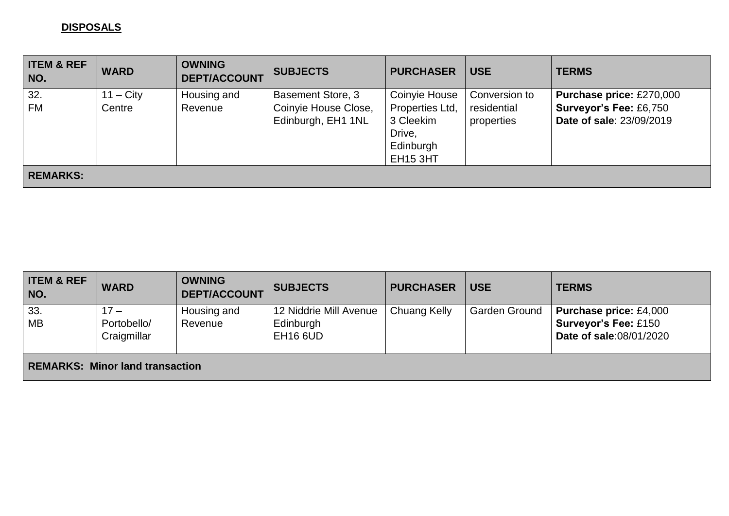**DISPOSALS**

| ITEM & REF NO. | WARD | OWNING DEPT/ACCOUNT | SUBJECTS | PURCHASER | USE | TERMS |
|---|---|---|---|---|---|---|
| 32. FM | 11 – City Centre | Housing and Revenue | Basement Store, 3 Coinyie House Close, Edinburgh, EH1 1NL | Coinyie House Properties Ltd, 3 Cleekim Drive, Edinburgh EH15 3HT | Conversion to residential properties | **Purchase price:** £270,000 **Surveyor's Fee:** £6,750 **Date of sale**: 23/09/2019 |
| **REMARKS:** | | | | | | |

| ITEM & REF NO. | WARD | OWNING DEPT/ACCOUNT | SUBJECTS | PURCHASER | USE | TERMS |
|---|---|---|---|---|---|---|
| 33. MB | 17 – Portobello/ Craigmillar | Housing and Revenue | 12 Niddrie Mill Avenue Edinburgh EH16 6UD | Chuang Kelly | Garden Ground | **Purchase price:** £4,000 **Surveyor's Fee:** £150 **Date of sale**:08/01/2020 |
| **REMARKS: Minor land transaction** | | | | | | |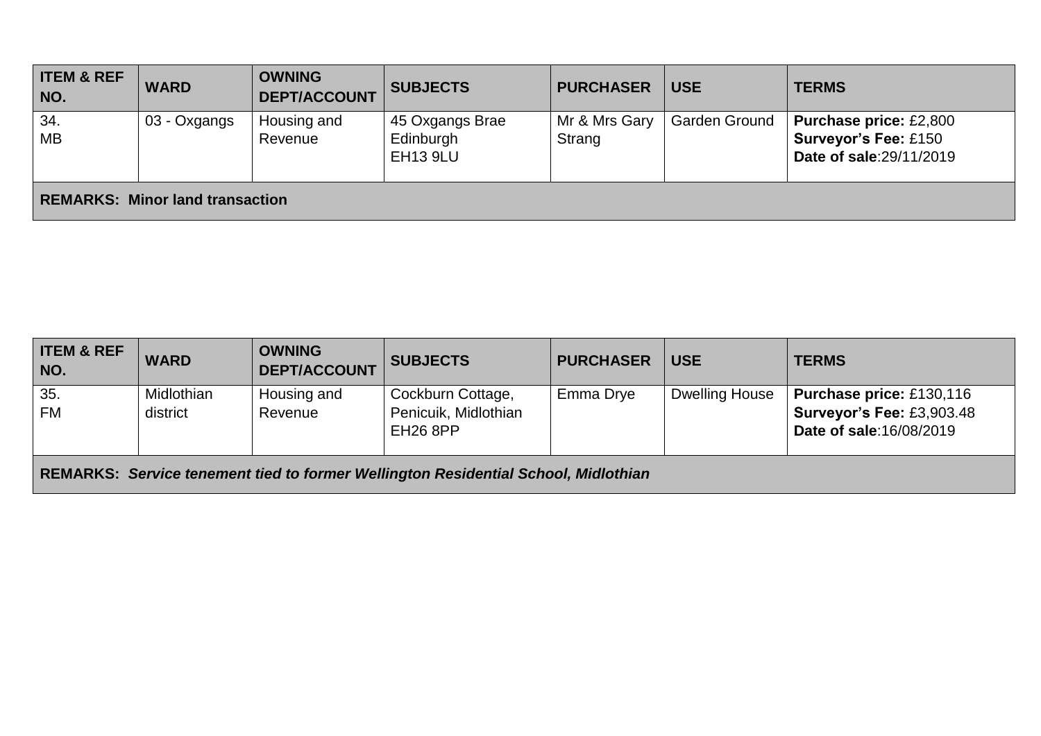| ITEM & REF NO. | WARD | OWNING DEPT/ACCOUNT | SUBJECTS | PURCHASER | USE | TERMS |
|---|---|---|---|---|---|---|
| 34. MB | 03 - Oxgangs | Housing and Revenue | 45 Oxgangs Brae Edinburgh EH13 9LU | Mr & Mrs Gary Strang | Garden Ground | **Purchase price:** £2,800 **Surveyor's Fee:** £150 **Date of sale**:29/11/2019 |
| **REMARKS: Minor land transaction** | | | | | | |

| ITEM & REF NO. | WARD | OWNING DEPT/ACCOUNT | SUBJECTS | PURCHASER | USE | TERMS |
|---|---|---|---|---|---|---|
| 35. FM | Midlothian district | Housing and Revenue | Cockburn Cottage, Penicuik, Midlothian EH26 8PP | Emma Drye | Dwelling House | **Purchase price:** £130,116 **Surveyor's Fee:** £3,903.48 **Date of sale**:16/08/2019 |
| **REMARKS:** ***Service tenement tied to former Wellington Residential School, Midlothian*** | | | | | | |